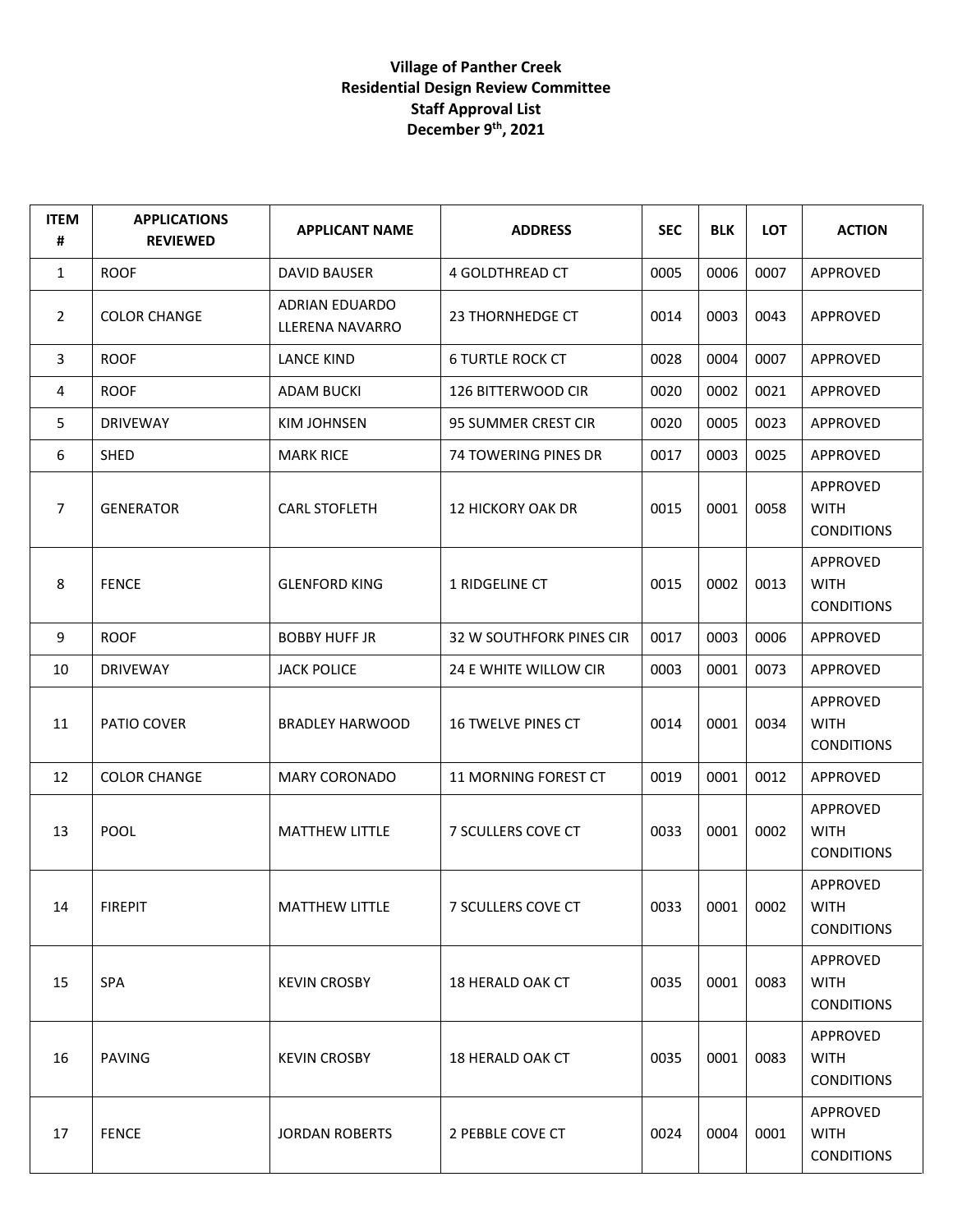**Village of Panther Creek**
**Residential Design Review Committee**
**Staff Approval List**
**December 9th, 2021**

| ITEM # | APPLICATIONS REVIEWED | APPLICANT NAME | ADDRESS | SEC | BLK | LOT | ACTION |
|---|---|---|---|---|---|---|---|
| 1 | ROOF | DAVID BAUSER | 4 GOLDTHREAD CT | 0005 | 0006 | 0007 | APPROVED |
| 2 | COLOR CHANGE | ADRIAN EDUARDO LLERENA NAVARRO | 23 THORNHEDGE CT | 0014 | 0003 | 0043 | APPROVED |
| 3 | ROOF | LANCE KIND | 6 TURTLE ROCK CT | 0028 | 0004 | 0007 | APPROVED |
| 4 | ROOF | ADAM BUCKI | 126 BITTERWOOD CIR | 0020 | 0002 | 0021 | APPROVED |
| 5 | DRIVEWAY | KIM JOHNSEN | 95 SUMMER CREST CIR | 0020 | 0005 | 0023 | APPROVED |
| 6 | SHED | MARK RICE | 74 TOWERING PINES DR | 0017 | 0003 | 0025 | APPROVED |
| 7 | GENERATOR | CARL STOFLETH | 12 HICKORY OAK DR | 0015 | 0001 | 0058 | APPROVED WITH CONDITIONS |
| 8 | FENCE | GLENFORD KING | 1 RIDGELINE CT | 0015 | 0002 | 0013 | APPROVED WITH CONDITIONS |
| 9 | ROOF | BOBBY HUFF JR | 32 W SOUTHFORK PINES CIR | 0017 | 0003 | 0006 | APPROVED |
| 10 | DRIVEWAY | JACK POLICE | 24 E WHITE WILLOW CIR | 0003 | 0001 | 0073 | APPROVED |
| 11 | PATIO COVER | BRADLEY HARWOOD | 16 TWELVE PINES CT | 0014 | 0001 | 0034 | APPROVED WITH CONDITIONS |
| 12 | COLOR CHANGE | MARY CORONADO | 11 MORNING FOREST CT | 0019 | 0001 | 0012 | APPROVED |
| 13 | POOL | MATTHEW LITTLE | 7 SCULLERS COVE CT | 0033 | 0001 | 0002 | APPROVED WITH CONDITIONS |
| 14 | FIREPIT | MATTHEW LITTLE | 7 SCULLERS COVE CT | 0033 | 0001 | 0002 | APPROVED WITH CONDITIONS |
| 15 | SPA | KEVIN CROSBY | 18 HERALD OAK CT | 0035 | 0001 | 0083 | APPROVED WITH CONDITIONS |
| 16 | PAVING | KEVIN CROSBY | 18 HERALD OAK CT | 0035 | 0001 | 0083 | APPROVED WITH CONDITIONS |
| 17 | FENCE | JORDAN ROBERTS | 2 PEBBLE COVE CT | 0024 | 0004 | 0001 | APPROVED WITH CONDITIONS |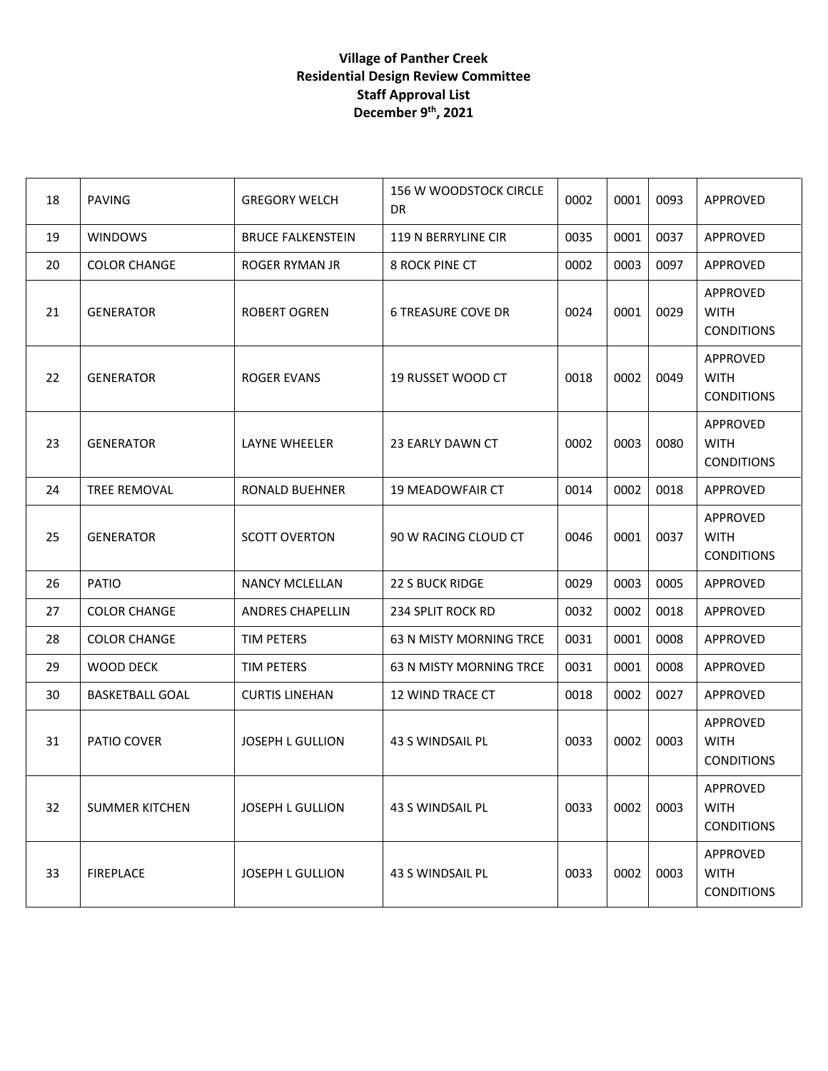**Village of Panther Creek**
**Residential Design Review Committee**
**Staff Approval List**
**December 9th, 2021**

| | | | | | | | |
|---|---|---|---|---|---|---|---|
| 18 | PAVING | GREGORY WELCH | 156 W WOODSTOCK CIRCLE DR | 0002 | 0001 | 0093 | APPROVED |
| 19 | WINDOWS | BRUCE FALKENSTEIN | 119 N BERRYLINE CIR | 0035 | 0001 | 0037 | APPROVED |
| 20 | COLOR CHANGE | ROGER RYMAN JR | 8 ROCK PINE CT | 0002 | 0003 | 0097 | APPROVED |
| 21 | GENERATOR | ROBERT OGREN | 6 TREASURE COVE DR | 0024 | 0001 | 0029 | APPROVED WITH CONDITIONS |
| 22 | GENERATOR | ROGER EVANS | 19 RUSSET WOOD CT | 0018 | 0002 | 0049 | APPROVED WITH CONDITIONS |
| 23 | GENERATOR | LAYNE WHEELER | 23 EARLY DAWN CT | 0002 | 0003 | 0080 | APPROVED WITH CONDITIONS |
| 24 | TREE REMOVAL | RONALD BUEHNER | 19 MEADOWFAIR CT | 0014 | 0002 | 0018 | APPROVED |
| 25 | GENERATOR | SCOTT OVERTON | 90 W RACING CLOUD CT | 0046 | 0001 | 0037 | APPROVED WITH CONDITIONS |
| 26 | PATIO | NANCY MCLELLAN | 22 S BUCK RIDGE | 0029 | 0003 | 0005 | APPROVED |
| 27 | COLOR CHANGE | ANDRES CHAPELLIN | 234 SPLIT ROCK RD | 0032 | 0002 | 0018 | APPROVED |
| 28 | COLOR CHANGE | TIM PETERS | 63 N MISTY MORNING TRCE | 0031 | 0001 | 0008 | APPROVED |
| 29 | WOOD DECK | TIM PETERS | 63 N MISTY MORNING TRCE | 0031 | 0001 | 0008 | APPROVED |
| 30 | BASKETBALL GOAL | CURTIS LINEHAN | 12 WIND TRACE CT | 0018 | 0002 | 0027 | APPROVED |
| 31 | PATIO COVER | JOSEPH L GULLION | 43 S WINDSAIL PL | 0033 | 0002 | 0003 | APPROVED WITH CONDITIONS |
| 32 | SUMMER KITCHEN | JOSEPH L GULLION | 43 S WINDSAIL PL | 0033 | 0002 | 0003 | APPROVED WITH CONDITIONS |
| 33 | FIREPLACE | JOSEPH L GULLION | 43 S WINDSAIL PL | 0033 | 0002 | 0003 | APPROVED WITH CONDITIONS |